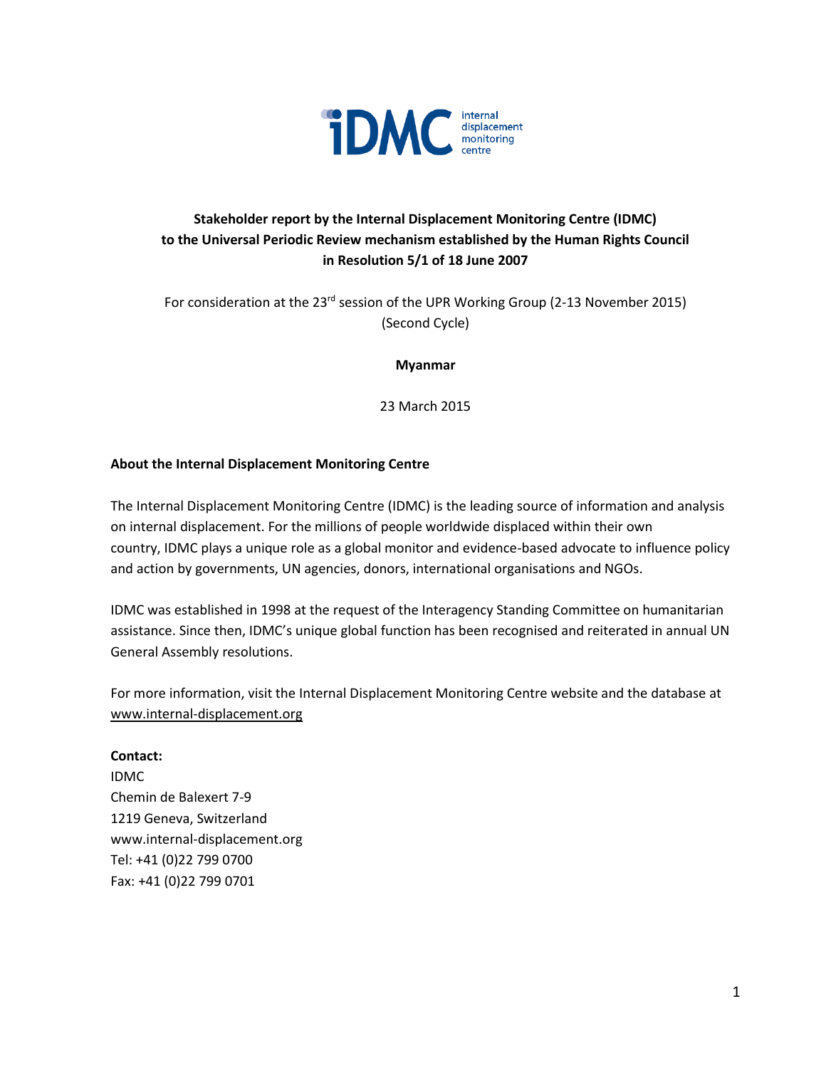iDMC internal displacement monitoring centre

**Stakeholder report by the Internal Displacement Monitoring Centre (IDMC) to the Universal Periodic Review mechanism established by the Human Rights Council in Resolution 5/1 of 18 June 2007**

For consideration at the 23rd session of the UPR Working Group (2-13 November 2015) (Second Cycle)

**Myanmar**

23 March 2015

**About the Internal Displacement Monitoring Centre**

The Internal Displacement Monitoring Centre (IDMC) is the leading source of information and analysis on internal displacement. For the millions of people worldwide displaced within their own country, IDMC plays a unique role as a global monitor and evidence-based advocate to influence policy and action by governments, UN agencies, donors, international organisations and NGOs.

IDMC was established in 1998 at the request of the Interagency Standing Committee on humanitarian assistance. Since then, IDMC's unique global function has been recognised and reiterated in annual UN General Assembly resolutions.

For more information, visit the Internal Displacement Monitoring Centre website and the database at www.internal-displacement.org

**Contact:**
IDMC
Chemin de Balexert 7-9
1219 Geneva, Switzerland
www.internal-displacement.org
Tel: +41 (0)22 799 0700
Fax: +41 (0)22 799 0701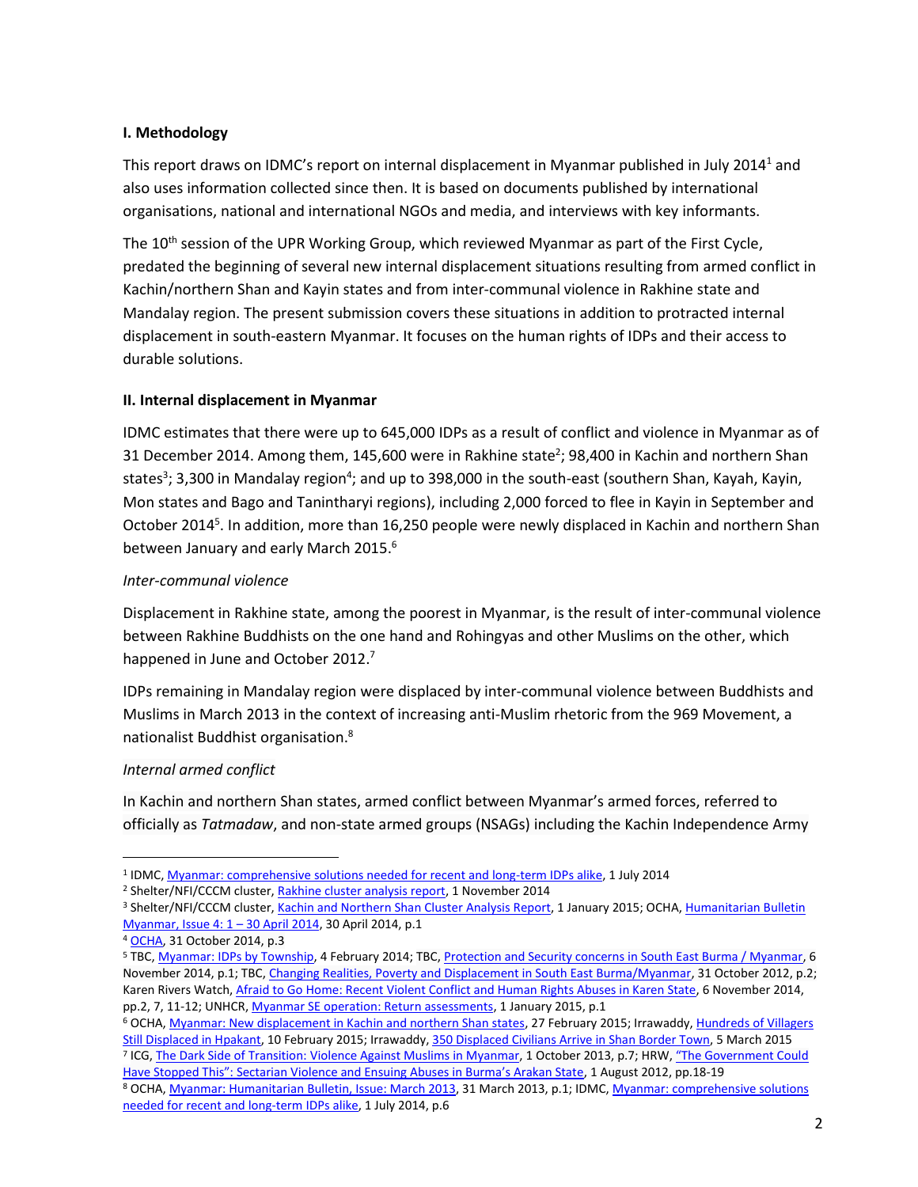## I. Methodology

This report draws on IDMC's report on internal displacement in Myanmar published in July 2014[1] and also uses information collected since then. It is based on documents published by international organisations, national and international NGOs and media, and interviews with key informants.

The 10th session of the UPR Working Group, which reviewed Myanmar as part of the First Cycle, predated the beginning of several new internal displacement situations resulting from armed conflict in Kachin/northern Shan and Kayin states and from inter-communal violence in Rakhine state and Mandalay region. The present submission covers these situations in addition to protracted internal displacement in south-eastern Myanmar. It focuses on the human rights of IDPs and their access to durable solutions.

## II. Internal displacement in Myanmar

IDMC estimates that there were up to 645,000 IDPs as a result of conflict and violence in Myanmar as of 31 December 2014. Among them, 145,600 were in Rakhine state[2]; 98,400 in Kachin and northern Shan states[3]; 3,300 in Mandalay region[4]; and up to 398,000 in the south-east (southern Shan, Kayah, Kayin, Mon states and Bago and Tanintharyi regions), including 2,000 forced to flee in Kayin in September and October 2014[5]. In addition, more than 16,250 people were newly displaced in Kachin and northern Shan between January and early March 2015.[6]

*Inter-communal violence*

Displacement in Rakhine state, among the poorest in Myanmar, is the result of inter-communal violence between Rakhine Buddhists on the one hand and Rohingyas and other Muslims on the other, which happened in June and October 2012.[7]

IDPs remaining in Mandalay region were displaced by inter-communal violence between Buddhists and Muslims in March 2013 in the context of increasing anti-Muslim rhetoric from the 969 Movement, a nationalist Buddhist organisation.[8]

*Internal armed conflict*

In Kachin and northern Shan states, armed conflict between Myanmar's armed forces, referred to officially as *Tatmadaw*, and non-state armed groups (NSAGs) including the Kachin Independence Army

---

[1] IDMC, Myanmar: comprehensive solutions needed for recent and long-term IDPs alike, 1 July 2014

[2] Shelter/NFI/CCCM cluster, Rakhine cluster analysis report, 1 November 2014

[3] Shelter/NFI/CCCM cluster, Kachin and Northern Shan Cluster Analysis Report, 1 January 2015; OCHA, Humanitarian Bulletin Myanmar, Issue 4: 1 – 30 April 2014, 30 April 2014, p.1

[4] OCHA, 31 October 2014, p.3

[5] TBC, Myanmar: IDPs by Township, 4 February 2014; TBC, Protection and Security concerns in South East Burma / Myanmar, 6 November 2014, p.1; TBC, Changing Realities, Poverty and Displacement in South East Burma/Myanmar, 31 October 2012, p.2; Karen Rivers Watch, Afraid to Go Home: Recent Violent Conflict and Human Rights Abuses in Karen State, 6 November 2014, pp.2, 7, 11-12; UNHCR, Myanmar SE operation: Return assessments, 1 January 2015, p.1

[6] OCHA, Myanmar: New displacement in Kachin and northern Shan states, 27 February 2015; Irrawaddy, Hundreds of Villagers Still Displaced in Hpakant, 10 February 2015; Irrawaddy, 350 Displaced Civilians Arrive in Shan Border Town, 5 March 2015

[7] ICG, The Dark Side of Transition: Violence Against Muslims in Myanmar, 1 October 2013, p.7; HRW, "The Government Could Have Stopped This": Sectarian Violence and Ensuing Abuses in Burma's Arakan State, 1 August 2012, pp.18-19

[8] OCHA, Myanmar: Humanitarian Bulletin, Issue: March 2013, 31 March 2013, p.1; IDMC, Myanmar: comprehensive solutions needed for recent and long-term IDPs alike, 1 July 2014, p.6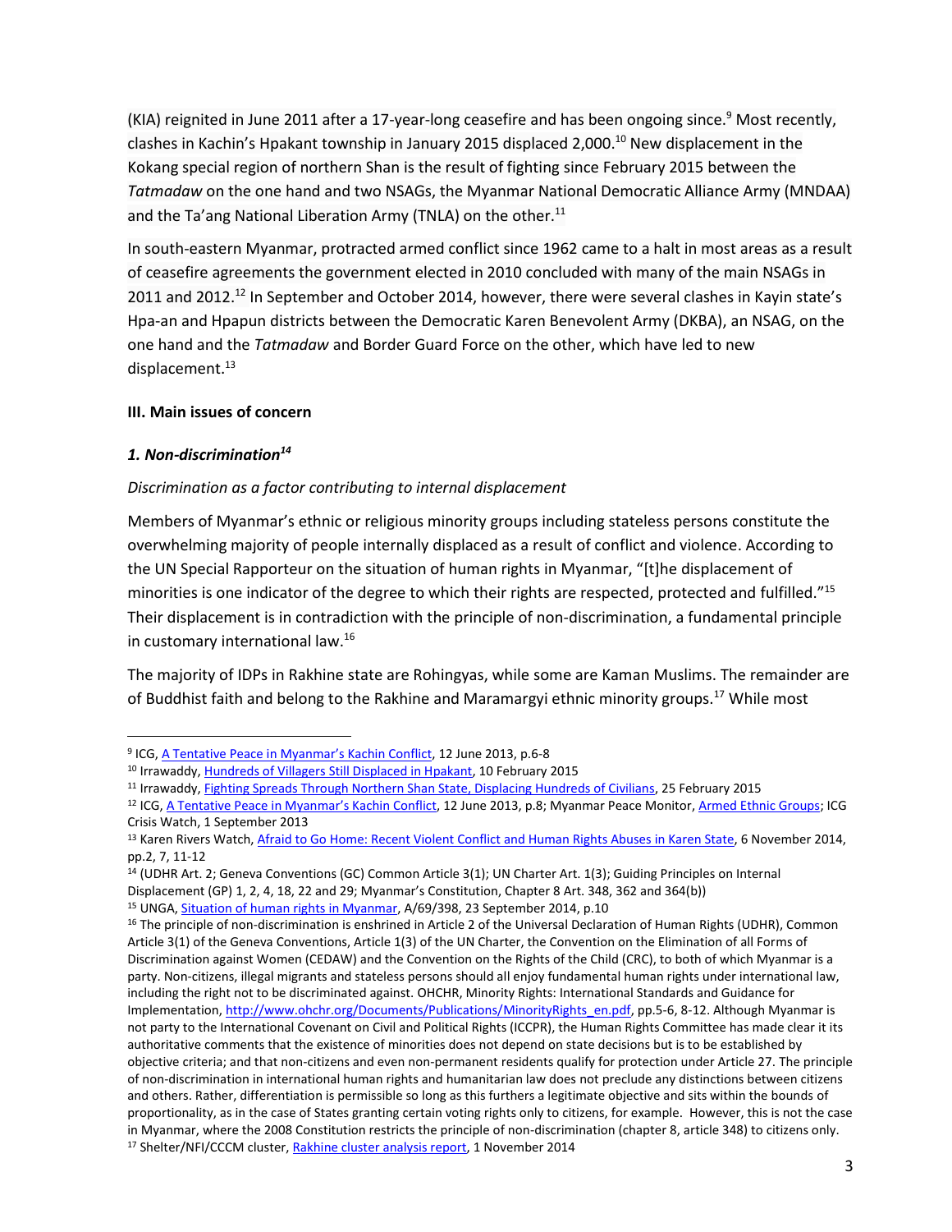(KIA) reignited in June 2011 after a 17-year-long ceasefire and has been ongoing since.[9] Most recently, clashes in Kachin's Hpakant township in January 2015 displaced 2,000.[10] New displacement in the Kokang special region of northern Shan is the result of fighting since February 2015 between the *Tatmadaw* on the one hand and two NSAGs, the Myanmar National Democratic Alliance Army (MNDAA) and the Ta'ang National Liberation Army (TNLA) on the other.[11]

In south-eastern Myanmar, protracted armed conflict since 1962 came to a halt in most areas as a result of ceasefire agreements the government elected in 2010 concluded with many of the main NSAGs in 2011 and 2012.[12] In September and October 2014, however, there were several clashes in Kayin state's Hpa-an and Hpapun districts between the Democratic Karen Benevolent Army (DKBA), an NSAG, on the one hand and the *Tatmadaw* and Border Guard Force on the other, which have led to new displacement.[13]

### III. Main issues of concern

#### *1. Non-discrimination[14]*

*Discrimination as a factor contributing to internal displacement*

Members of Myanmar's ethnic or religious minority groups including stateless persons constitute the overwhelming majority of people internally displaced as a result of conflict and violence. According to the UN Special Rapporteur on the situation of human rights in Myanmar, "[t]he displacement of minorities is one indicator of the degree to which their rights are respected, protected and fulfilled."[15] Their displacement is in contradiction with the principle of non-discrimination, a fundamental principle in customary international law.[16]

The majority of IDPs in Rakhine state are Rohingyas, while some are Kaman Muslims. The remainder are of Buddhist faith and belong to the Rakhine and Maramargyi ethnic minority groups.[17] While most

---

[9] ICG, A Tentative Peace in Myanmar's Kachin Conflict, 12 June 2013, p.6-8

[10] Irrawaddy, Hundreds of Villagers Still Displaced in Hpakant, 10 February 2015

[11] Irrawaddy, Fighting Spreads Through Northern Shan State, Displacing Hundreds of Civilians, 25 February 2015

[12] ICG, A Tentative Peace in Myanmar's Kachin Conflict, 12 June 2013, p.8; Myanmar Peace Monitor, Armed Ethnic Groups; ICG Crisis Watch, 1 September 2013

[13] Karen Rivers Watch, Afraid to Go Home: Recent Violent Conflict and Human Rights Abuses in Karen State, 6 November 2014, pp.2, 7, 11-12

[14] (UDHR Art. 2; Geneva Conventions (GC) Common Article 3(1); UN Charter Art. 1(3); Guiding Principles on Internal Displacement (GP) 1, 2, 4, 18, 22 and 29; Myanmar's Constitution, Chapter 8 Art. 348, 362 and 364(b))

[15] UNGA, Situation of human rights in Myanmar, A/69/398, 23 September 2014, p.10

[16] The principle of non-discrimination is enshrined in Article 2 of the Universal Declaration of Human Rights (UDHR), Common Article 3(1) of the Geneva Conventions, Article 1(3) of the UN Charter, the Convention on the Elimination of all Forms of Discrimination against Women (CEDAW) and the Convention on the Rights of the Child (CRC), to both of which Myanmar is a party. Non-citizens, illegal migrants and stateless persons should all enjoy fundamental human rights under international law, including the right not to be discriminated against. OHCHR, Minority Rights: International Standards and Guidance for Implementation, http://www.ohchr.org/Documents/Publications/MinorityRights_en.pdf, pp.5-6, 8-12. Although Myanmar is not party to the International Covenant on Civil and Political Rights (ICCPR), the Human Rights Committee has made clear it its authoritative comments that the existence of minorities does not depend on state decisions but is to be established by objective criteria; and that non-citizens and even non-permanent residents qualify for protection under Article 27. The principle of non-discrimination in international human rights and humanitarian law does not preclude any distinctions between citizens and others. Rather, differentiation is permissible so long as this furthers a legitimate objective and sits within the bounds of proportionality, as in the case of States granting certain voting rights only to citizens, for example. However, this is not the case in Myanmar, where the 2008 Constitution restricts the principle of non-discrimination (chapter 8, article 348) to citizens only.

[17] Shelter/NFI/CCCM cluster, Rakhine cluster analysis report, 1 November 2014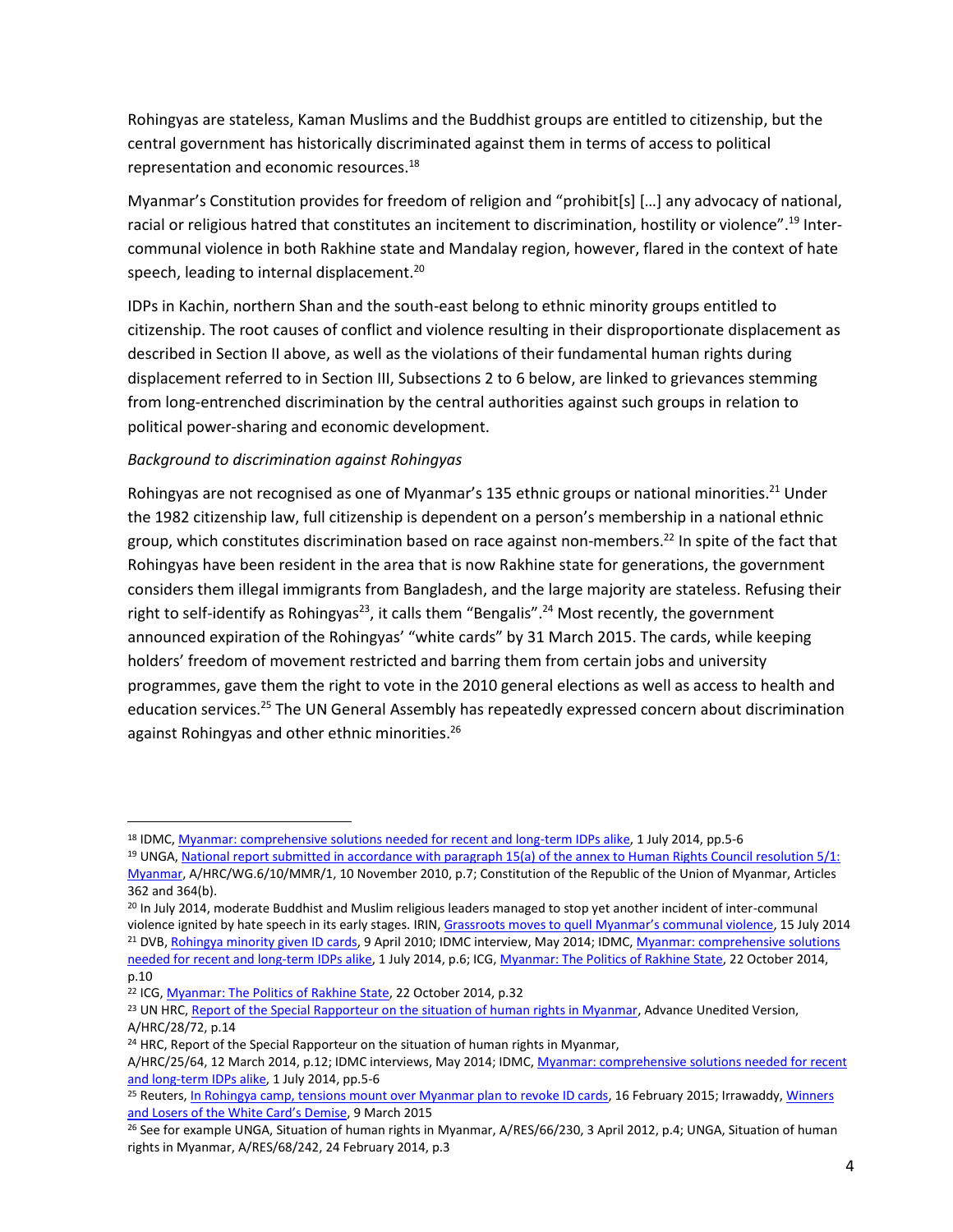Rohingyas are stateless, Kaman Muslims and the Buddhist groups are entitled to citizenship, but the central government has historically discriminated against them in terms of access to political representation and economic resources.[18]

Myanmar's Constitution provides for freedom of religion and "prohibit[s] […] any advocacy of national, racial or religious hatred that constitutes an incitement to discrimination, hostility or violence".[19] Inter-communal violence in both Rakhine state and Mandalay region, however, flared in the context of hate speech, leading to internal displacement.[20]

IDPs in Kachin, northern Shan and the south-east belong to ethnic minority groups entitled to citizenship. The root causes of conflict and violence resulting in their disproportionate displacement as described in Section II above, as well as the violations of their fundamental human rights during displacement referred to in Section III, Subsections 2 to 6 below, are linked to grievances stemming from long-entrenched discrimination by the central authorities against such groups in relation to political power-sharing and economic development.

*Background to discrimination against Rohingyas*

Rohingyas are not recognised as one of Myanmar's 135 ethnic groups or national minorities.[21] Under the 1982 citizenship law, full citizenship is dependent on a person's membership in a national ethnic group, which constitutes discrimination based on race against non-members.[22] In spite of the fact that Rohingyas have been resident in the area that is now Rakhine state for generations, the government considers them illegal immigrants from Bangladesh, and the large majority are stateless. Refusing their right to self-identify as Rohingyas[23], it calls them "Bengalis".[24] Most recently, the government announced expiration of the Rohingyas' "white cards" by 31 March 2015. The cards, while keeping holders' freedom of movement restricted and barring them from certain jobs and university programmes, gave them the right to vote in the 2010 general elections as well as access to health and education services.[25] The UN General Assembly has repeatedly expressed concern about discrimination against Rohingyas and other ethnic minorities.[26]

---

[18] IDMC, Myanmar: comprehensive solutions needed for recent and long-term IDPs alike, 1 July 2014, pp.5-6

[19] UNGA, National report submitted in accordance with paragraph 15(a) of the annex to Human Rights Council resolution 5/1: Myanmar, A/HRC/WG.6/10/MMR/1, 10 November 2010, p.7; Constitution of the Republic of the Union of Myanmar, Articles 362 and 364(b).

[20] In July 2014, moderate Buddhist and Muslim religious leaders managed to stop yet another incident of inter-communal violence ignited by hate speech in its early stages. IRIN, Grassroots moves to quell Myanmar's communal violence, 15 July 2014

[21] DVB, Rohingya minority given ID cards, 9 April 2010; IDMC interview, May 2014; IDMC, Myanmar: comprehensive solutions needed for recent and long-term IDPs alike, 1 July 2014, p.6; ICG, Myanmar: The Politics of Rakhine State, 22 October 2014, p.10

[22] ICG, Myanmar: The Politics of Rakhine State, 22 October 2014, p.32

[23] UN HRC, Report of the Special Rapporteur on the situation of human rights in Myanmar, Advance Unedited Version, A/HRC/28/72, p.14

[24] HRC, Report of the Special Rapporteur on the situation of human rights in Myanmar, A/HRC/25/64, 12 March 2014, p.12; IDMC interviews, May 2014; IDMC, Myanmar: comprehensive solutions needed for recent and long-term IDPs alike, 1 July 2014, pp.5-6

[25] Reuters, In Rohingya camp, tensions mount over Myanmar plan to revoke ID cards, 16 February 2015; Irrawaddy, Winners and Losers of the White Card's Demise, 9 March 2015

[26] See for example UNGA, Situation of human rights in Myanmar, A/RES/66/230, 3 April 2012, p.4; UNGA, Situation of human rights in Myanmar, A/RES/68/242, 24 February 2014, p.3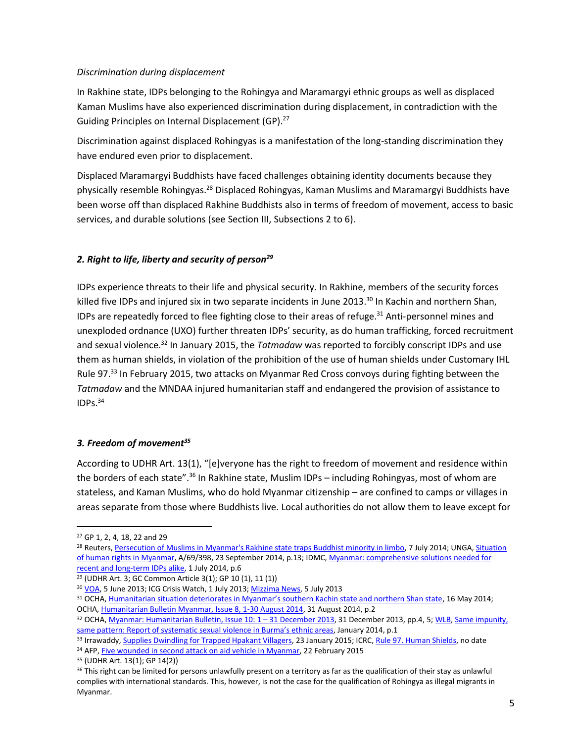*Discrimination during displacement*

In Rakhine state, IDPs belonging to the Rohingya and Maramargyi ethnic groups as well as displaced Kaman Muslims have also experienced discrimination during displacement, in contradiction with the Guiding Principles on Internal Displacement (GP).[27]

Discrimination against displaced Rohingyas is a manifestation of the long-standing discrimination they have endured even prior to displacement.

Displaced Maramargyi Buddhists have faced challenges obtaining identity documents because they physically resemble Rohingyas.[28] Displaced Rohingyas, Kaman Muslims and Maramargyi Buddhists have been worse off than displaced Rakhine Buddhists also in terms of freedom of movement, access to basic services, and durable solutions (see Section III, Subsections 2 to 6).

### *2. Right to life, liberty and security of person[29]*

IDPs experience threats to their life and physical security. In Rakhine, members of the security forces killed five IDPs and injured six in two separate incidents in June 2013.[30] In Kachin and northern Shan, IDPs are repeatedly forced to flee fighting close to their areas of refuge.[31] Anti-personnel mines and unexploded ordnance (UXO) further threaten IDPs' security, as do human trafficking, forced recruitment and sexual violence.[32] In January 2015, the *Tatmadaw* was reported to forcibly conscript IDPs and use them as human shields, in violation of the prohibition of the use of human shields under Customary IHL Rule 97.[33] In February 2015, two attacks on Myanmar Red Cross convoys during fighting between the *Tatmadaw* and the MNDAA injured humanitarian staff and endangered the provision of assistance to IDPs.[34]

### *3. Freedom of movement[35]*

According to UDHR Art. 13(1), "[e]veryone has the right to freedom of movement and residence within the borders of each state".[36] In Rakhine state, Muslim IDPs – including Rohingyas, most of whom are stateless, and Kaman Muslims, who do hold Myanmar citizenship – are confined to camps or villages in areas separate from those where Buddhists live. Local authorities do not allow them to leave except for

---

[27] GP 1, 2, 4, 18, 22 and 29

[28] Reuters, Persecution of Muslims in Myanmar's Rakhine state traps Buddhist minority in limbo, 7 July 2014; UNGA, Situation of human rights in Myanmar, A/69/398, 23 September 2014, p.13; IDMC, Myanmar: comprehensive solutions needed for recent and long-term IDPs alike, 1 July 2014, p.6

[29] (UDHR Art. 3; GC Common Article 3(1); GP 10 (1), 11 (1))

[30] VOA, 5 June 2013; ICG Crisis Watch, 1 July 2013; Mizzima News, 5 July 2013

[31] OCHA, Humanitarian situation deteriorates in Myanmar's southern Kachin state and northern Shan state, 16 May 2014; OCHA, Humanitarian Bulletin Myanmar, Issue 8, 1-30 August 2014, 31 August 2014, p.2

[32] OCHA, Myanmar: Humanitarian Bulletin, Issue 10: 1 – 31 December 2013, 31 December 2013, pp.4, 5; WLB, Same impunity, same pattern: Report of systematic sexual violence in Burma's ethnic areas, January 2014, p.1

[33] Irrawaddy, Supplies Dwindling for Trapped Hpakant Villagers, 23 January 2015; ICRC, Rule 97. Human Shields, no date

[34] AFP, Five wounded in second attack on aid vehicle in Myanmar, 22 February 2015

[35] (UDHR Art. 13(1); GP 14(2))

[36] This right can be limited for persons unlawfully present on a territory as far as the qualification of their stay as unlawful complies with international standards. This, however, is not the case for the qualification of Rohingya as illegal migrants in Myanmar.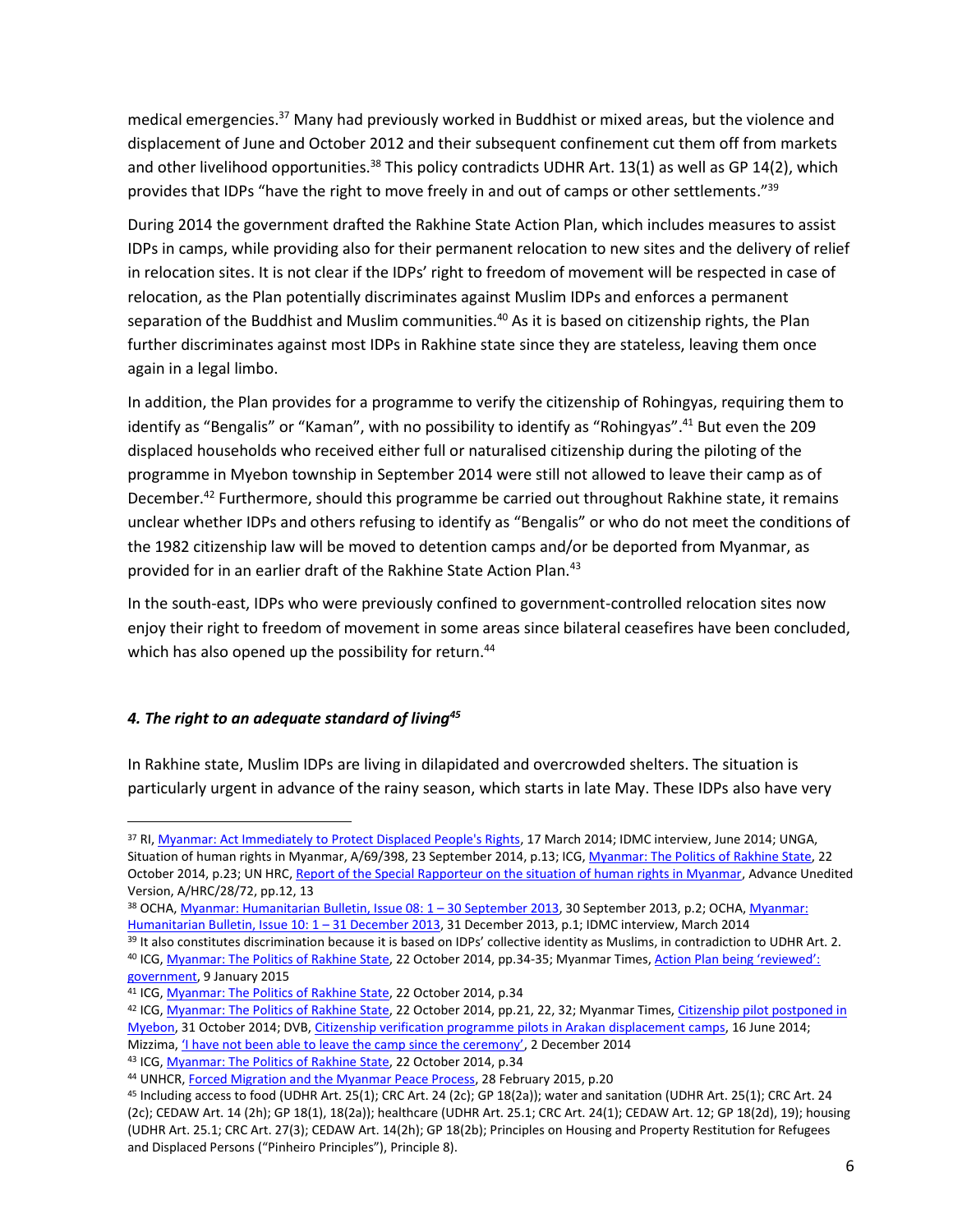medical emergencies.[37] Many had previously worked in Buddhist or mixed areas, but the violence and displacement of June and October 2012 and their subsequent confinement cut them off from markets and other livelihood opportunities.[38] This policy contradicts UDHR Art. 13(1) as well as GP 14(2), which provides that IDPs "have the right to move freely in and out of camps or other settlements."[39]

During 2014 the government drafted the Rakhine State Action Plan, which includes measures to assist IDPs in camps, while providing also for their permanent relocation to new sites and the delivery of relief in relocation sites. It is not clear if the IDPs' right to freedom of movement will be respected in case of relocation, as the Plan potentially discriminates against Muslim IDPs and enforces a permanent separation of the Buddhist and Muslim communities.[40] As it is based on citizenship rights, the Plan further discriminates against most IDPs in Rakhine state since they are stateless, leaving them once again in a legal limbo.

In addition, the Plan provides for a programme to verify the citizenship of Rohingyas, requiring them to identify as "Bengalis" or "Kaman", with no possibility to identify as "Rohingyas".[41] But even the 209 displaced households who received either full or naturalised citizenship during the piloting of the programme in Myebon township in September 2014 were still not allowed to leave their camp as of December.[42] Furthermore, should this programme be carried out throughout Rakhine state, it remains unclear whether IDPs and others refusing to identify as "Bengalis" or who do not meet the conditions of the 1982 citizenship law will be moved to detention camps and/or be deported from Myanmar, as provided for in an earlier draft of the Rakhine State Action Plan.[43]

In the south-east, IDPs who were previously confined to government-controlled relocation sites now enjoy their right to freedom of movement in some areas since bilateral ceasefires have been concluded, which has also opened up the possibility for return.[44]

#### *4. The right to an adequate standard of living*[45]

In Rakhine state, Muslim IDPs are living in dilapidated and overcrowded shelters. The situation is particularly urgent in advance of the rainy season, which starts in late May. These IDPs also have very

---

[37] RI, Myanmar: Act Immediately to Protect Displaced People's Rights, 17 March 2014; IDMC interview, June 2014; UNGA, Situation of human rights in Myanmar, A/69/398, 23 September 2014, p.13; ICG, Myanmar: The Politics of Rakhine State, 22 October 2014, p.23; UN HRC, Report of the Special Rapporteur on the situation of human rights in Myanmar, Advance Unedited Version, A/HRC/28/72, pp.12, 13

[38] OCHA, Myanmar: Humanitarian Bulletin, Issue 08: 1 – 30 September 2013, 30 September 2013, p.2; OCHA, Myanmar: Humanitarian Bulletin, Issue 10: 1 – 31 December 2013, 31 December 2013, p.1; IDMC interview, March 2014

[39] It also constitutes discrimination because it is based on IDPs' collective identity as Muslims, in contradiction to UDHR Art. 2.

[40] ICG, Myanmar: The Politics of Rakhine State, 22 October 2014, pp.34-35; Myanmar Times, Action Plan being 'reviewed': government, 9 January 2015

[41] ICG, Myanmar: The Politics of Rakhine State, 22 October 2014, p.34

[42] ICG, Myanmar: The Politics of Rakhine State, 22 October 2014, pp.21, 22, 32; Myanmar Times, Citizenship pilot postponed in Myebon, 31 October 2014; DVB, Citizenship verification programme pilots in Arakan displacement camps, 16 June 2014; Mizzima, 'I have not been able to leave the camp since the ceremony', 2 December 2014

[43] ICG, Myanmar: The Politics of Rakhine State, 22 October 2014, p.34

[44] UNHCR, Forced Migration and the Myanmar Peace Process, 28 February 2015, p.20

[45] Including access to food (UDHR Art. 25(1); CRC Art. 24 (2c); GP 18(2a)); water and sanitation (UDHR Art. 25(1); CRC Art. 24 (2c); CEDAW Art. 14 (2h); GP 18(1), 18(2a)); healthcare (UDHR Art. 25.1; CRC Art. 24(1); CEDAW Art. 12; GP 18(2d), 19); housing (UDHR Art. 25.1; CRC Art. 27(3); CEDAW Art. 14(2h); GP 18(2b); Principles on Housing and Property Restitution for Refugees and Displaced Persons ("Pinheiro Principles"), Principle 8).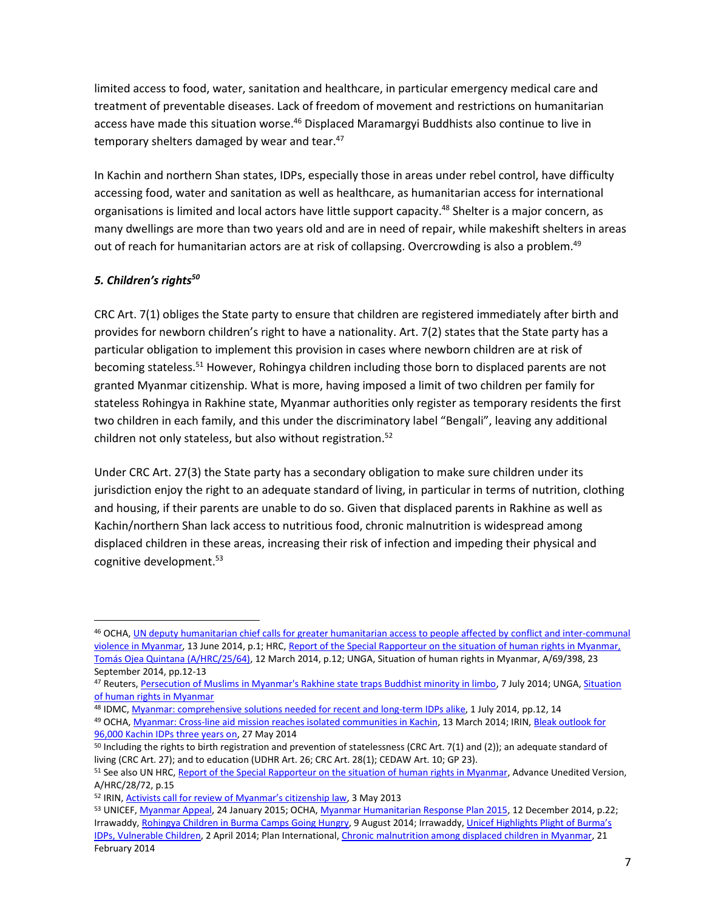limited access to food, water, sanitation and healthcare, in particular emergency medical care and treatment of preventable diseases. Lack of freedom of movement and restrictions on humanitarian access have made this situation worse.[46] Displaced Maramargyi Buddhists also continue to live in temporary shelters damaged by wear and tear.[47]

In Kachin and northern Shan states, IDPs, especially those in areas under rebel control, have difficulty accessing food, water and sanitation as well as healthcare, as humanitarian access for international organisations is limited and local actors have little support capacity.[48] Shelter is a major concern, as many dwellings are more than two years old and are in need of repair, while makeshift shelters in areas out of reach for humanitarian actors are at risk of collapsing. Overcrowding is also a problem.[49]

### *5. Children's rights*[50]

CRC Art. 7(1) obliges the State party to ensure that children are registered immediately after birth and provides for newborn children's right to have a nationality. Art. 7(2) states that the State party has a particular obligation to implement this provision in cases where newborn children are at risk of becoming stateless.[51] However, Rohingya children including those born to displaced parents are not granted Myanmar citizenship. What is more, having imposed a limit of two children per family for stateless Rohingya in Rakhine state, Myanmar authorities only register as temporary residents the first two children in each family, and this under the discriminatory label "Bengali", leaving any additional children not only stateless, but also without registration.[52]

Under CRC Art. 27(3) the State party has a secondary obligation to make sure children under its jurisdiction enjoy the right to an adequate standard of living, in particular in terms of nutrition, clothing and housing, if their parents are unable to do so. Given that displaced parents in Rakhine as well as Kachin/northern Shan lack access to nutritious food, chronic malnutrition is widespread among displaced children in these areas, increasing their risk of infection and impeding their physical and cognitive development.[53]

---

[46] OCHA, UN deputy humanitarian chief calls for greater humanitarian access to people affected by conflict and inter-communal violence in Myanmar, 13 June 2014, p.1; HRC, Report of the Special Rapporteur on the situation of human rights in Myanmar, Tomás Ojea Quintana (A/HRC/25/64), 12 March 2014, p.12; UNGA, Situation of human rights in Myanmar, A/69/398, 23 September 2014, pp.12-13

[47] Reuters, Persecution of Muslims in Myanmar's Rakhine state traps Buddhist minority in limbo, 7 July 2014; UNGA, Situation of human rights in Myanmar

[48] IDMC, Myanmar: comprehensive solutions needed for recent and long-term IDPs alike, 1 July 2014, pp.12, 14

[49] OCHA, Myanmar: Cross-line aid mission reaches isolated communities in Kachin, 13 March 2014; IRIN, Bleak outlook for 96,000 Kachin IDPs three years on, 27 May 2014

[50] Including the rights to birth registration and prevention of statelessness (CRC Art. 7(1) and (2)); an adequate standard of living (CRC Art. 27); and to education (UDHR Art. 26; CRC Art. 28(1); CEDAW Art. 10; GP 23).

[51] See also UN HRC, Report of the Special Rapporteur on the situation of human rights in Myanmar, Advance Unedited Version, A/HRC/28/72, p.15

[52] IRIN, Activists call for review of Myanmar's citizenship law, 3 May 2013

[53] UNICEF, Myanmar Appeal, 24 January 2015; OCHA, Myanmar Humanitarian Response Plan 2015, 12 December 2014, p.22; Irrawaddy, Rohingya Children in Burma Camps Going Hungry, 9 August 2014; Irrawaddy, Unicef Highlights Plight of Burma's IDPs, Vulnerable Children, 2 April 2014; Plan International, Chronic malnutrition among displaced children in Myanmar, 21 February 2014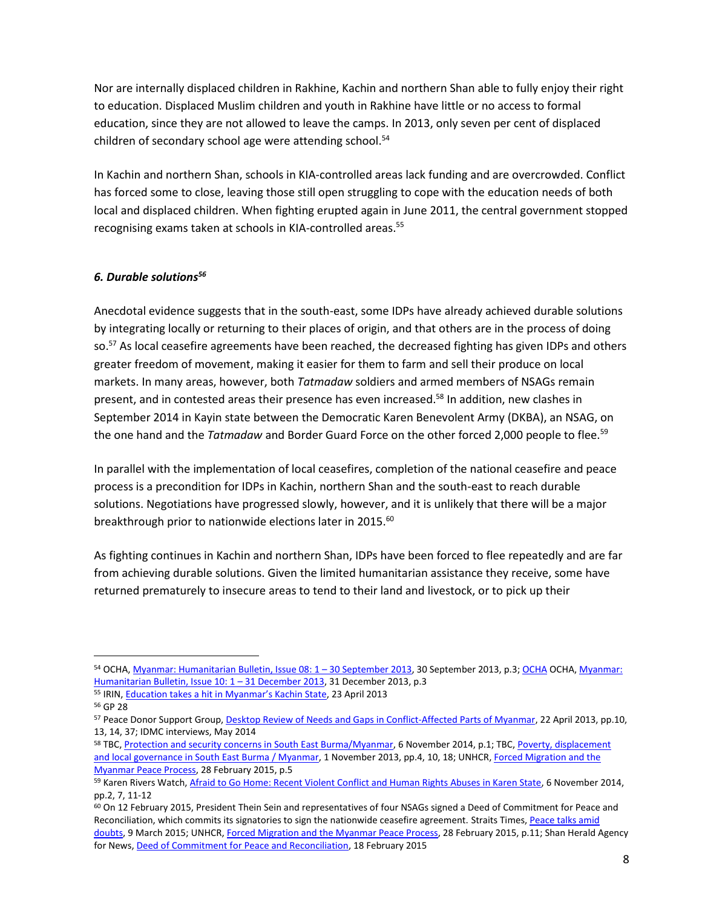Nor are internally displaced children in Rakhine, Kachin and northern Shan able to fully enjoy their right to education. Displaced Muslim children and youth in Rakhine have little or no access to formal education, since they are not allowed to leave the camps. In 2013, only seven per cent of displaced children of secondary school age were attending school.[54]

In Kachin and northern Shan, schools in KIA-controlled areas lack funding and are overcrowded. Conflict has forced some to close, leaving those still open struggling to cope with the education needs of both local and displaced children. When fighting erupted again in June 2011, the central government stopped recognising exams taken at schools in KIA-controlled areas.[55]

### *6. Durable solutions*[56]

Anecdotal evidence suggests that in the south-east, some IDPs have already achieved durable solutions by integrating locally or returning to their places of origin, and that others are in the process of doing so.[57] As local ceasefire agreements have been reached, the decreased fighting has given IDPs and others greater freedom of movement, making it easier for them to farm and sell their produce on local markets. In many areas, however, both *Tatmadaw* soldiers and armed members of NSAGs remain present, and in contested areas their presence has even increased.[58] In addition, new clashes in September 2014 in Kayin state between the Democratic Karen Benevolent Army (DKBA), an NSAG, on the one hand and the *Tatmadaw* and Border Guard Force on the other forced 2,000 people to flee.[59]

In parallel with the implementation of local ceasefires, completion of the national ceasefire and peace process is a precondition for IDPs in Kachin, northern Shan and the south-east to reach durable solutions. Negotiations have progressed slowly, however, and it is unlikely that there will be a major breakthrough prior to nationwide elections later in 2015.[60]

As fighting continues in Kachin and northern Shan, IDPs have been forced to flee repeatedly and are far from achieving durable solutions. Given the limited humanitarian assistance they receive, some have returned prematurely to insecure areas to tend to their land and livestock, or to pick up their

---

[54] OCHA, Myanmar: Humanitarian Bulletin, Issue 08: 1 – 30 September 2013, 30 September 2013, p.3; OCHA OCHA, Myanmar: Humanitarian Bulletin, Issue 10: 1 – 31 December 2013, 31 December 2013, p.3

[55] IRIN, Education takes a hit in Myanmar's Kachin State, 23 April 2013

[56] GP 28

[57] Peace Donor Support Group, Desktop Review of Needs and Gaps in Conflict-Affected Parts of Myanmar, 22 April 2013, pp.10, 13, 14, 37; IDMC interviews, May 2014

[58] TBC, Protection and security concerns in South East Burma/Myanmar, 6 November 2014, p.1; TBC, Poverty, displacement and local governance in South East Burma / Myanmar, 1 November 2013, pp.4, 10, 18; UNHCR, Forced Migration and the Myanmar Peace Process, 28 February 2015, p.5

[59] Karen Rivers Watch, Afraid to Go Home: Recent Violent Conflict and Human Rights Abuses in Karen State, 6 November 2014, pp.2, 7, 11-12

[60] On 12 February 2015, President Thein Sein and representatives of four NSAGs signed a Deed of Commitment for Peace and Reconciliation, which commits its signatories to sign the nationwide ceasefire agreement. Straits Times, Peace talks amid doubts, 9 March 2015; UNHCR, Forced Migration and the Myanmar Peace Process, 28 February 2015, p.11; Shan Herald Agency for News, Deed of Commitment for Peace and Reconciliation, 18 February 2015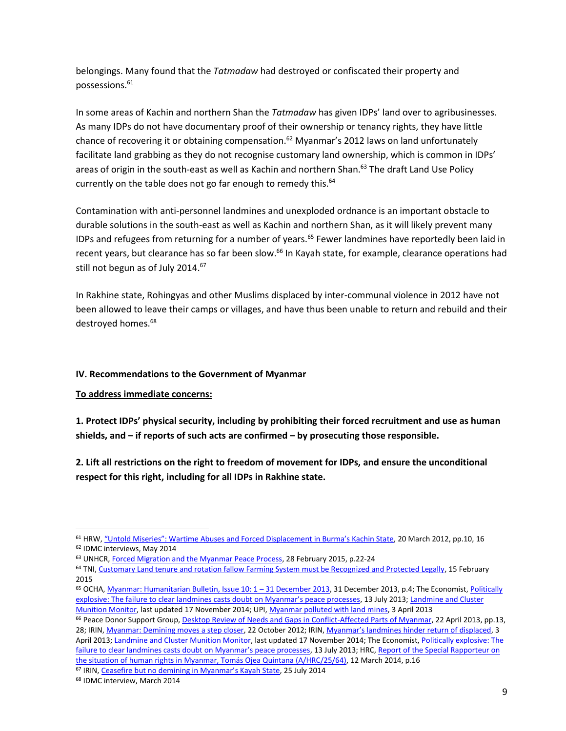belongings. Many found that the *Tatmadaw* had destroyed or confiscated their property and possessions.[61]

In some areas of Kachin and northern Shan the *Tatmadaw* has given IDPs' land over to agribusinesses. As many IDPs do not have documentary proof of their ownership or tenancy rights, they have little chance of recovering it or obtaining compensation.[62] Myanmar's 2012 laws on land unfortunately facilitate land grabbing as they do not recognise customary land ownership, which is common in IDPs' areas of origin in the south-east as well as Kachin and northern Shan.[63] The draft Land Use Policy currently on the table does not go far enough to remedy this.[64]

Contamination with anti-personnel landmines and unexploded ordnance is an important obstacle to durable solutions in the south-east as well as Kachin and northern Shan, as it will likely prevent many IDPs and refugees from returning for a number of years.[65] Fewer landmines have reportedly been laid in recent years, but clearance has so far been slow.[66] In Kayah state, for example, clearance operations had still not begun as of July 2014.[67]

In Rakhine state, Rohingyas and other Muslims displaced by inter-communal violence in 2012 have not been allowed to leave their camps or villages, and have thus been unable to return and rebuild and their destroyed homes.[68]

## IV. Recommendations to the Government of Myanmar

**To address immediate concerns:**

**1. Protect IDPs' physical security, including by prohibiting their forced recruitment and use as human shields, and – if reports of such acts are confirmed – by prosecuting those responsible.**

**2. Lift all restrictions on the right to freedom of movement for IDPs, and ensure the unconditional respect for this right, including for all IDPs in Rakhine state.**

---

[61] HRW, "Untold Miseries": Wartime Abuses and Forced Displacement in Burma's Kachin State, 20 March 2012, pp.10, 16

[62] IDMC interviews, May 2014

[63] UNHCR, Forced Migration and the Myanmar Peace Process, 28 February 2015, p.22-24

[64] TNI, Customary Land tenure and rotation fallow Farming System must be Recognized and Protected Legally, 15 February 2015

[65] OCHA, Myanmar: Humanitarian Bulletin, Issue 10: 1 – 31 December 2013, 31 December 2013, p.4; The Economist, Politically explosive: The failure to clear landmines casts doubt on Myanmar's peace processes, 13 July 2013; Landmine and Cluster Munition Monitor, last updated 17 November 2014; UPI, Myanmar polluted with land mines, 3 April 2013

[66] Peace Donor Support Group, Desktop Review of Needs and Gaps in Conflict-Affected Parts of Myanmar, 22 April 2013, pp.13, 28; IRIN, Myanmar: Demining moves a step closer, 22 October 2012; IRIN, Myanmar's landmines hinder return of displaced, 3 April 2013; Landmine and Cluster Munition Monitor, last updated 17 November 2014; The Economist, Politically explosive: The failure to clear landmines casts doubt on Myanmar's peace processes, 13 July 2013; HRC, Report of the Special Rapporteur on the situation of human rights in Myanmar, Tomás Ojea Quintana (A/HRC/25/64), 12 March 2014, p.16

[67] IRIN, Ceasefire but no demining in Myanmar's Kayah State, 25 July 2014

[68] IDMC interview, March 2014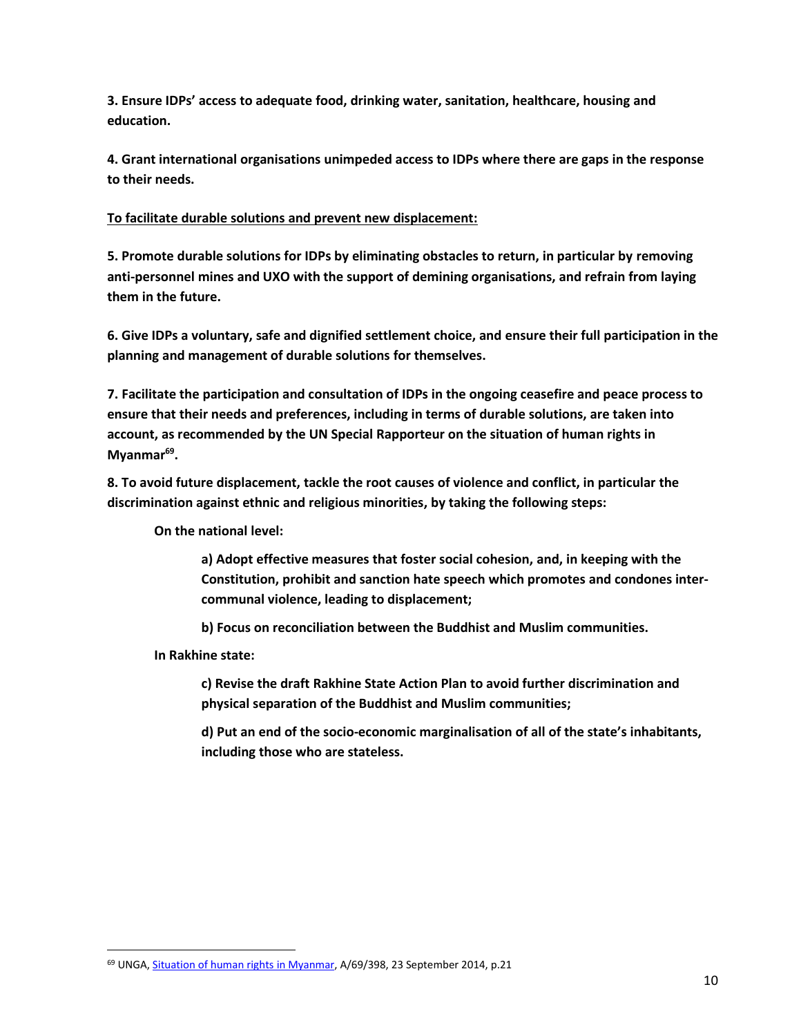**3. Ensure IDPs' access to adequate food, drinking water, sanitation, healthcare, housing and education.**

**4. Grant international organisations unimpeded access to IDPs where there are gaps in the response to their needs.**

**<u>To facilitate durable solutions and prevent new displacement:</u>**

**5. Promote durable solutions for IDPs by eliminating obstacles to return, in particular by removing anti-personnel mines and UXO with the support of demining organisations, and refrain from laying them in the future.**

**6. Give IDPs a voluntary, safe and dignified settlement choice, and ensure their full participation in the planning and management of durable solutions for themselves.**

**7. Facilitate the participation and consultation of IDPs in the ongoing ceasefire and peace process to ensure that their needs and preferences, including in terms of durable solutions, are taken into account, as recommended by the UN Special Rapporteur on the situation of human rights in Myanmar[69].**

**8. To avoid future displacement, tackle the root causes of violence and conflict, in particular the discrimination against ethnic and religious minorities, by taking the following steps:**

**On the national level:**

**a) Adopt effective measures that foster social cohesion, and, in keeping with the Constitution, prohibit and sanction hate speech which promotes and condones inter-communal violence, leading to displacement;**

**b) Focus on reconciliation between the Buddhist and Muslim communities.**

**In Rakhine state:**

**c) Revise the draft Rakhine State Action Plan to avoid further discrimination and physical separation of the Buddhist and Muslim communities;**

**d) Put an end of the socio-economic marginalisation of all of the state's inhabitants, including those who are stateless.**

---

[69] UNGA, Situation of human rights in Myanmar, A/69/398, 23 September 2014, p.21